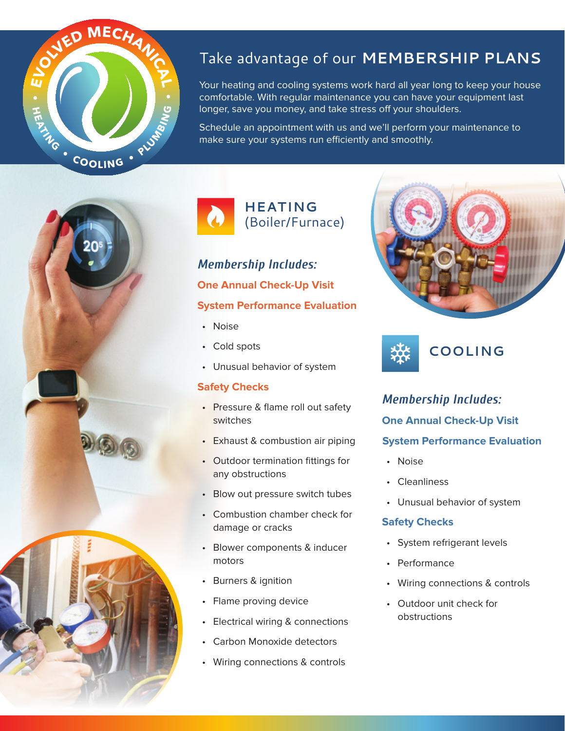# Take advantage of our MEMBERSHIP PLANS

Your heating and cooling systems work hard all year long to keep your house comfortable. With regular maintenance you can have your equipment last longer, save you money, and take stress off your shoulders.

Schedule an appointment with us and we'll perform your maintenance to make sure your systems run efficiently and smoothly.

## HEATING (Boiler/Furnace)

### *Membership Includes:*

**One Annual Check-Up Visit**

**System Performance Evaluation**

- Noise
- Cold spots
- Unusual behavior of system

**Safety Checks**

- Pressure & flame roll out safety switches
- Exhaust & combustion air piping
- Outdoor termination fittings for any obstructions
- Blow out pressure switch tubes
- Combustion chamber check for damage or cracks
- Blower components & inducer motors
- Burners & ignition
- Flame proving device
- Electrical wiring & connections
- Carbon Monoxide detectors
- Wiring connections & controls

## COOLING

### *Membership Includes:*

**One Annual Check-Up Visit**

**System Performance Evaluation**

- Noise
- Cleanliness
- Unusual behavior of system

**Safety Checks**

- System refrigerant levels
- Performance
- Wiring connections & controls
- Outdoor unit check for obstructions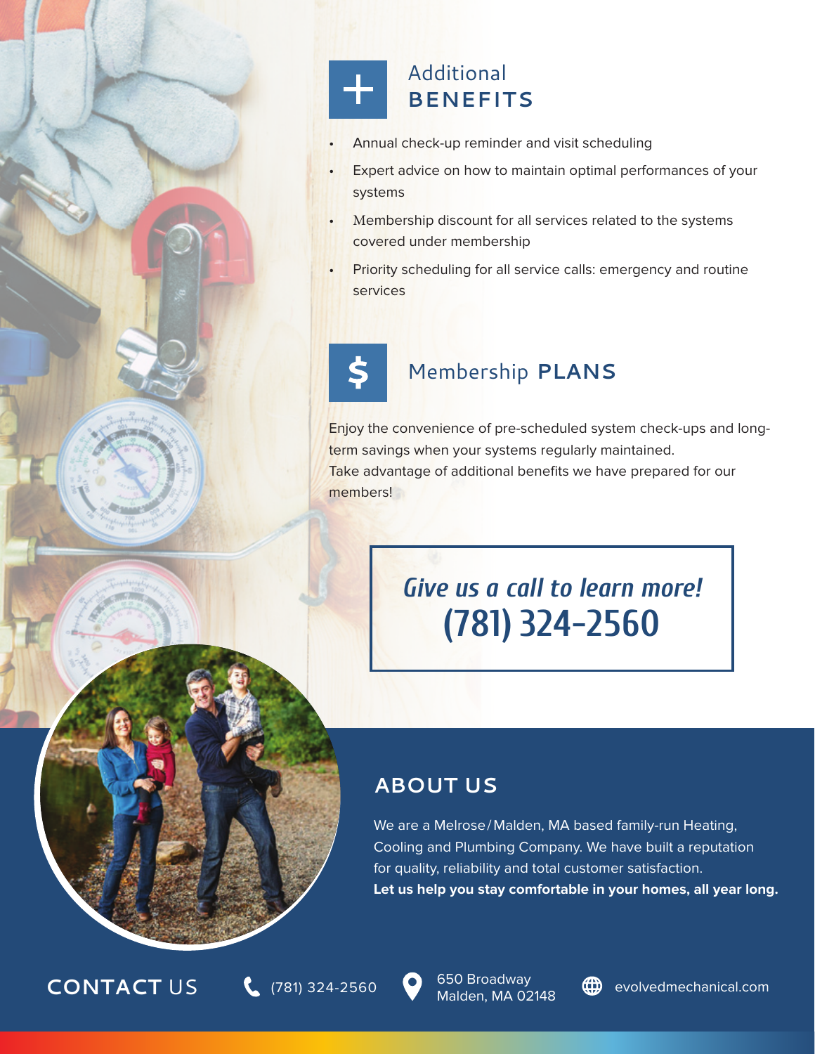## Additional BENEFITS

- Annual check-up reminder and visit scheduling
- Expert advice on how to maintain optimal performances of your systems
- Membership discount for all services related to the systems covered under membership
- Priority scheduling for all service calls: emergency and routine services

## Membership PLANS

Enjoy the convenience of pre-scheduled system check-ups and long-term savings when your systems regularly maintained.
Take advantage of additional benefits we have prepared for our members!

*Give us a call to learn more!*
**(781) 324-2560**

## ABOUT US

We are a Melrose/Malden, MA based family-run Heating, Cooling and Plumbing Company. We have built a reputation for quality, reliability and total customer satisfaction.
**Let us help you stay comfortable in your homes, all year long.**

## CONTACT US

(781) 324-2560

650 Broadway
Malden, MA 02148

evolvedmechanical.com